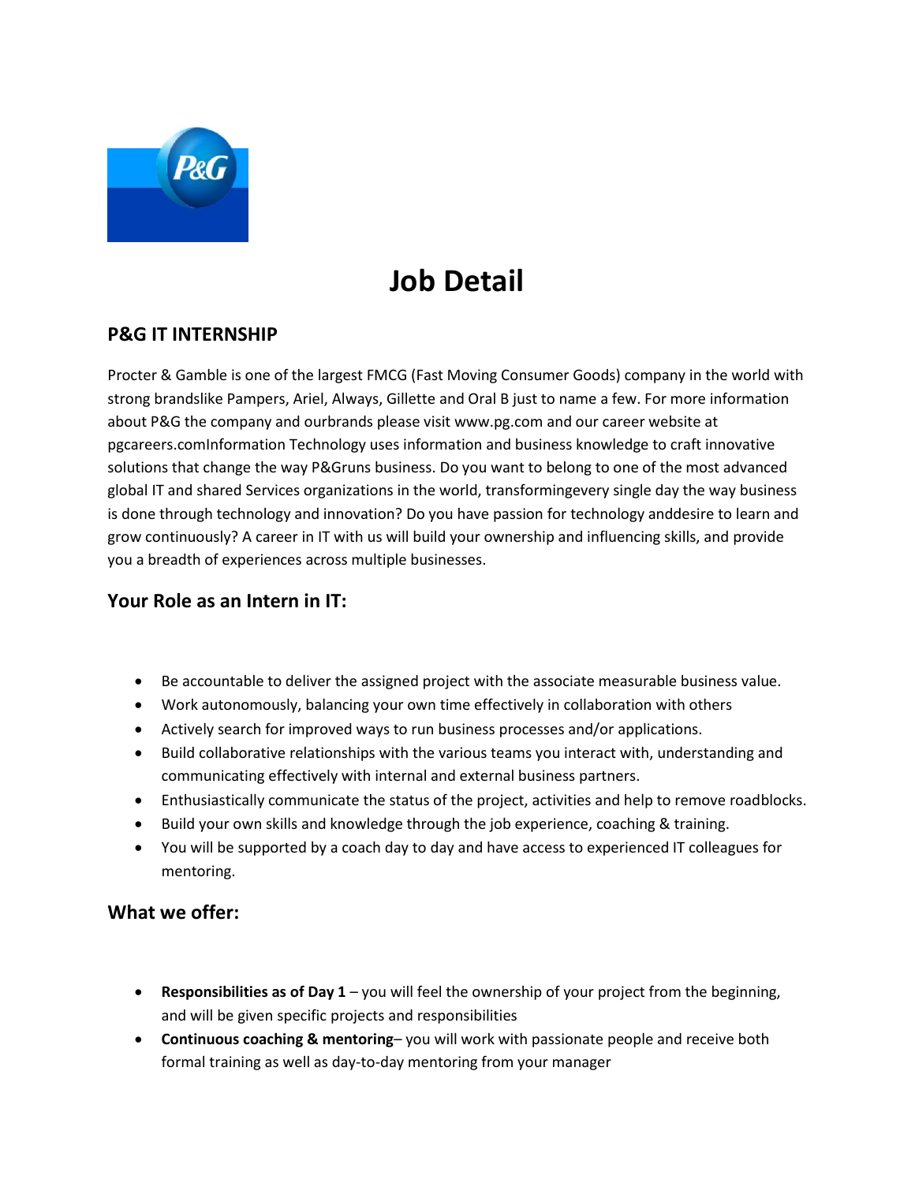# Job Detail

## P&G IT INTERNSHIP

Procter & Gamble is one of the largest FMCG (Fast Moving Consumer Goods) company in the world with strong brandslike Pampers, Ariel, Always, Gillette and Oral B just to name a few. For more information about P&G the company and ourbrands please visit www.pg.com and our career website at pgcareers.comInformation Technology uses information and business knowledge to craft innovative solutions that change the way P&Gruns business. Do you want to belong to one of the most advanced global IT and shared Services organizations in the world, transformingevery single day the way business is done through technology and innovation? Do you have passion for technology anddesire to learn and grow continuously? A career in IT with us will build your ownership and influencing skills, and provide you a breadth of experiences across multiple businesses.

### Your Role as an Intern in IT:

- Be accountable to deliver the assigned project with the associate measurable business value.
- Work autonomously, balancing your own time effectively in collaboration with others
- Actively search for improved ways to run business processes and/or applications.
- Build collaborative relationships with the various teams you interact with, understanding and communicating effectively with internal and external business partners.
- Enthusiastically communicate the status of the project, activities and help to remove roadblocks.
- Build your own skills and knowledge through the job experience, coaching & training.
- You will be supported by a coach day to day and have access to experienced IT colleagues for mentoring.

### What we offer:

- **Responsibilities as of Day 1** – you will feel the ownership of your project from the beginning, and will be given specific projects and responsibilities
- **Continuous coaching & mentoring**– you will work with passionate people and receive both formal training as well as day-to-day mentoring from your manager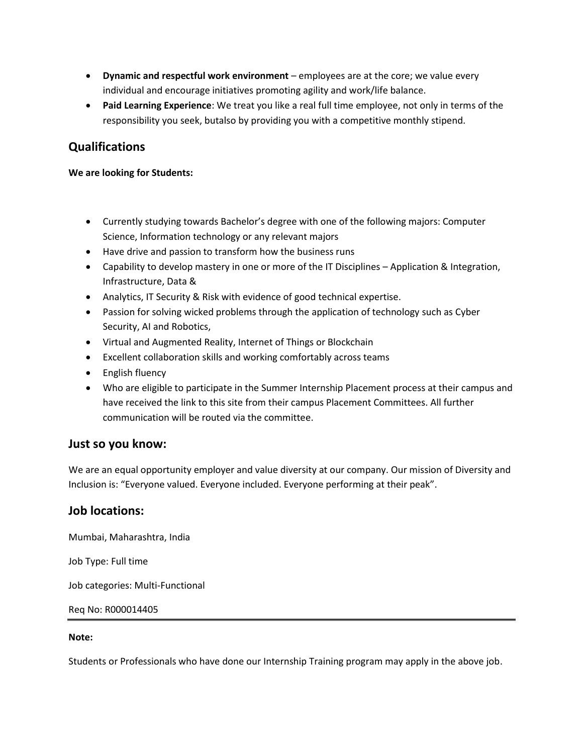- **Dynamic and respectful work environment** – employees are at the core; we value every individual and encourage initiatives promoting agility and work/life balance.
- **Paid Learning Experience**: We treat you like a real full time employee, not only in terms of the responsibility you seek, butalso by providing you with a competitive monthly stipend.

## Qualifications

**We are looking for Students:**

- Currently studying towards Bachelor's degree with one of the following majors: Computer Science, Information technology or any relevant majors
- Have drive and passion to transform how the business runs
- Capability to develop mastery in one or more of the IT Disciplines – Application & Integration, Infrastructure, Data &
- Analytics, IT Security & Risk with evidence of good technical expertise.
- Passion for solving wicked problems through the application of technology such as Cyber Security, AI and Robotics,
- Virtual and Augmented Reality, Internet of Things or Blockchain
- Excellent collaboration skills and working comfortably across teams
- English fluency
- Who are eligible to participate in the Summer Internship Placement process at their campus and have received the link to this site from their campus Placement Committees. All further communication will be routed via the committee.

## Just so you know:

We are an equal opportunity employer and value diversity at our company. Our mission of Diversity and Inclusion is: "Everyone valued. Everyone included. Everyone performing at their peak".

## Job locations:

Mumbai, Maharashtra, India

Job Type: Full time

Job categories: Multi-Functional

Req No: R000014405

---

**Note:**

Students or Professionals who have done our Internship Training program may apply in the above job.